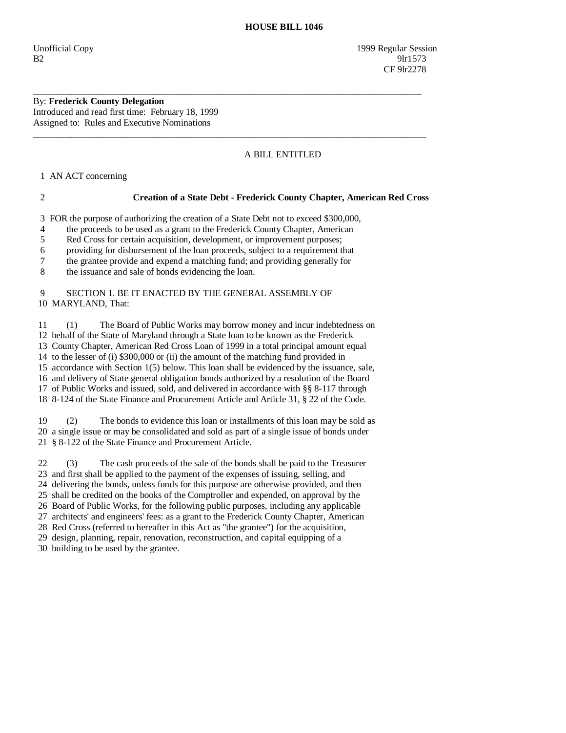# HOUSE BILL 1046

Unofficial Copy 1999 Regular Session
B2 9lr1573
CF 9lr2278

---

By: **Frederick County Delegation**
Introduced and read first time: February 18, 1999
Assigned to: Rules and Executive Nominations

---

A BILL ENTITLED

1 AN ACT concerning

2 **Creation of a State Debt - Frederick County Chapter, American Red Cross**

3 FOR the purpose of authorizing the creation of a State Debt not to exceed $300,000,
4 the proceeds to be used as a grant to the Frederick County Chapter, American
5 Red Cross for certain acquisition, development, or improvement purposes;
6 providing for disbursement of the loan proceeds, subject to a requirement that
7 the grantee provide and expend a matching fund; and providing generally for
8 the issuance and sale of bonds evidencing the loan.

9 SECTION 1. BE IT ENACTED BY THE GENERAL ASSEMBLY OF
10 MARYLAND, That:

11 (1) The Board of Public Works may borrow money and incur indebtedness on
12 behalf of the State of Maryland through a State loan to be known as the Frederick
13 County Chapter, American Red Cross Loan of 1999 in a total principal amount equal
14 to the lesser of (i) $300,000 or (ii) the amount of the matching fund provided in
15 accordance with Section 1(5) below. This loan shall be evidenced by the issuance, sale,
16 and delivery of State general obligation bonds authorized by a resolution of the Board
17 of Public Works and issued, sold, and delivered in accordance with §§ 8-117 through
18 8-124 of the State Finance and Procurement Article and Article 31, § 22 of the Code.

19 (2) The bonds to evidence this loan or installments of this loan may be sold as
20 a single issue or may be consolidated and sold as part of a single issue of bonds under
21 § 8-122 of the State Finance and Procurement Article.

22 (3) The cash proceeds of the sale of the bonds shall be paid to the Treasurer
23 and first shall be applied to the payment of the expenses of issuing, selling, and
24 delivering the bonds, unless funds for this purpose are otherwise provided, and then
25 shall be credited on the books of the Comptroller and expended, on approval by the
26 Board of Public Works, for the following public purposes, including any applicable
27 architects' and engineers' fees: as a grant to the Frederick County Chapter, American
28 Red Cross (referred to hereafter in this Act as "the grantee") for the acquisition,
29 design, planning, repair, renovation, reconstruction, and capital equipping of a
30 building to be used by the grantee.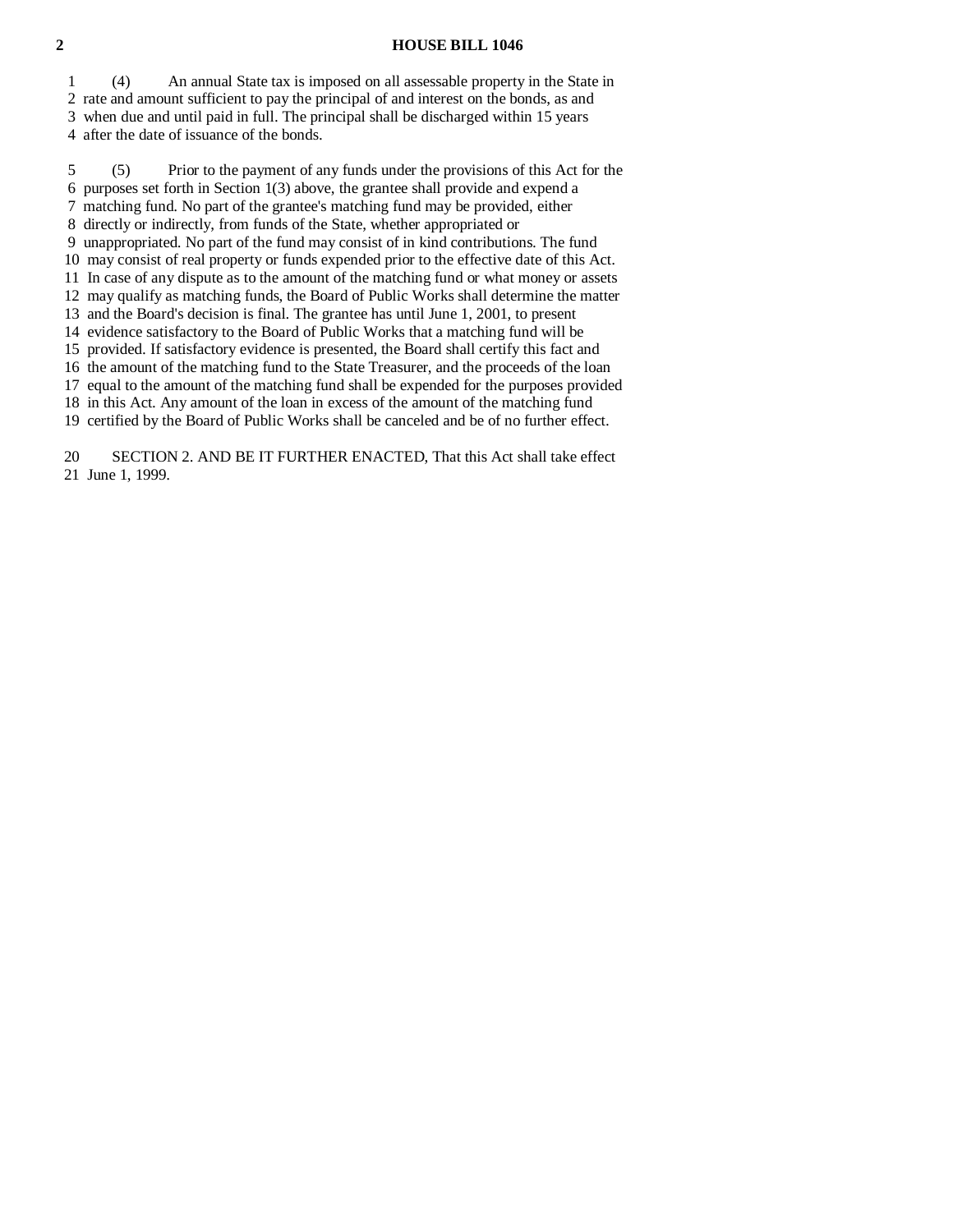(4) An annual State tax is imposed on all assessable property in the State in rate and amount sufficient to pay the principal of and interest on the bonds, as and when due and until paid in full. The principal shall be discharged within 15 years after the date of issuance of the bonds.

(5) Prior to the payment of any funds under the provisions of this Act for the purposes set forth in Section 1(3) above, the grantee shall provide and expend a matching fund. No part of the grantee's matching fund may be provided, either directly or indirectly, from funds of the State, whether appropriated or unappropriated. No part of the fund may consist of in kind contributions. The fund may consist of real property or funds expended prior to the effective date of this Act. In case of any dispute as to the amount of the matching fund or what money or assets may qualify as matching funds, the Board of Public Works shall determine the matter and the Board's decision is final. The grantee has until June 1, 2001, to present evidence satisfactory to the Board of Public Works that a matching fund will be provided. If satisfactory evidence is presented, the Board shall certify this fact and the amount of the matching fund to the State Treasurer, and the proceeds of the loan equal to the amount of the matching fund shall be expended for the purposes provided in this Act. Any amount of the loan in excess of the amount of the matching fund certified by the Board of Public Works shall be canceled and be of no further effect.

SECTION 2. AND BE IT FURTHER ENACTED, That this Act shall take effect June 1, 1999.